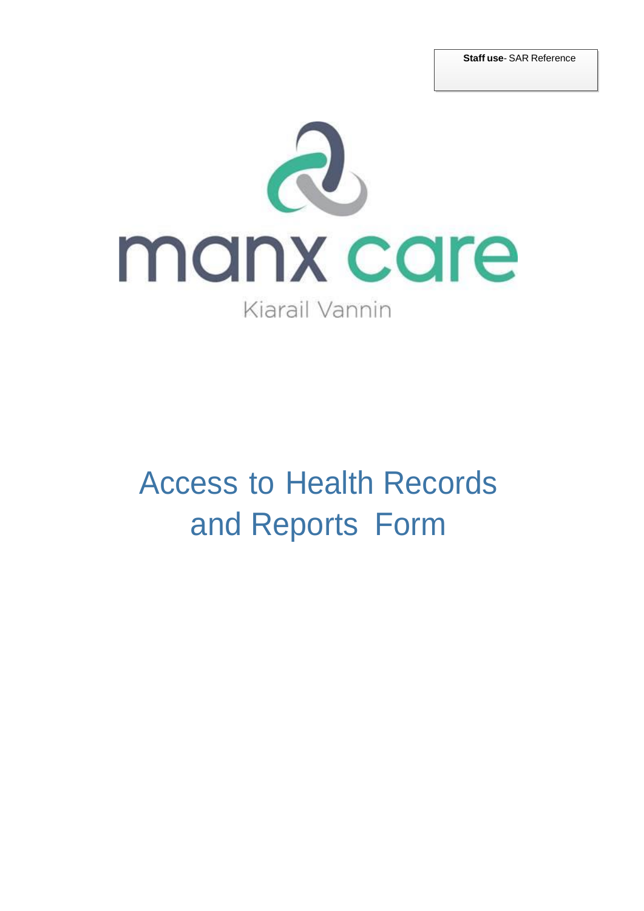**Staff use**- SAR Reference

manx care

Kiarail Vannin

# Access to Health Records and Reports Form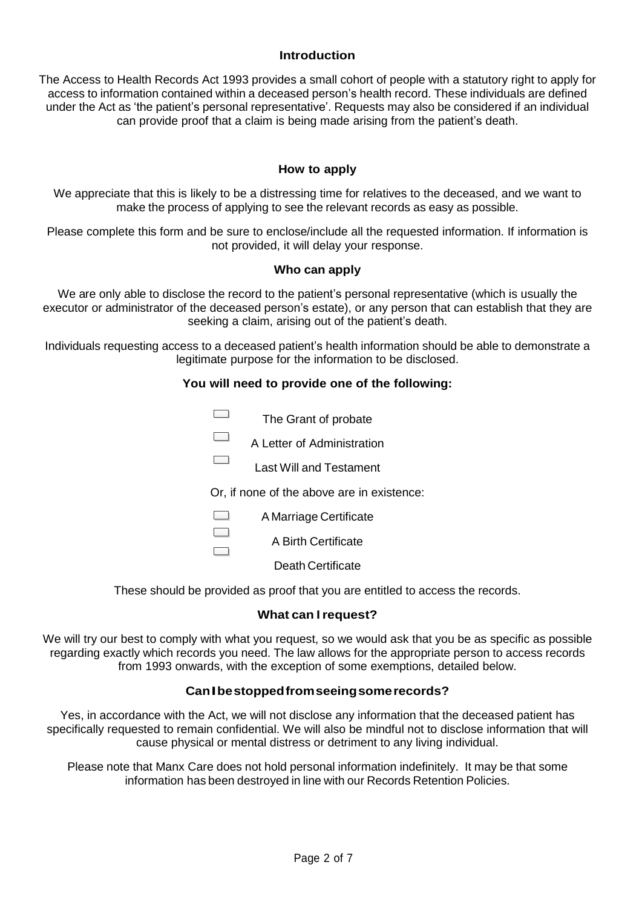## Introduction

The Access to Health Records Act 1993 provides a small cohort of people with a statutory right to apply for access to information contained within a deceased person's health record. These individuals are defined under the Act as 'the patient's personal representative'. Requests may also be considered if an individual can provide proof that a claim is being made arising from the patient's death.

## How to apply

We appreciate that this is likely to be a distressing time for relatives to the deceased, and we want to make the process of applying to see the relevant records as easy as possible.

Please complete this form and be sure to enclose/include all the requested information. If information is not provided, it will delay your response.

## Who can apply

We are only able to disclose the record to the patient's personal representative (which is usually the executor or administrator of the deceased person's estate), or any person that can establish that they are seeking a claim, arising out of the patient's death.

Individuals requesting access to a deceased patient's health information should be able to demonstrate a legitimate purpose for the information to be disclosed.

### You will need to provide one of the following:

- ☐ The Grant of probate
- ☐ A Letter of Administration
- ☐ Last Will and Testament

Or, if none of the above are in existence:

- ☐ A Marriage Certificate
- ☐ A Birth Certificate
- ☐ Death Certificate

These should be provided as proof that you are entitled to access the records.

## What can I request?

We will try our best to comply with what you request, so we would ask that you be as specific as possible regarding exactly which records you need. The law allows for the appropriate person to access records from 1993 onwards, with the exception of some exemptions, detailed below.

## Can I be stopped from seeing some records?

Yes, in accordance with the Act, we will not disclose any information that the deceased patient has specifically requested to remain confidential. We will also be mindful not to disclose information that will cause physical or mental distress or detriment to any living individual.

Please note that Manx Care does not hold personal information indefinitely. It may be that some information has been destroyed in line with our Records Retention Policies.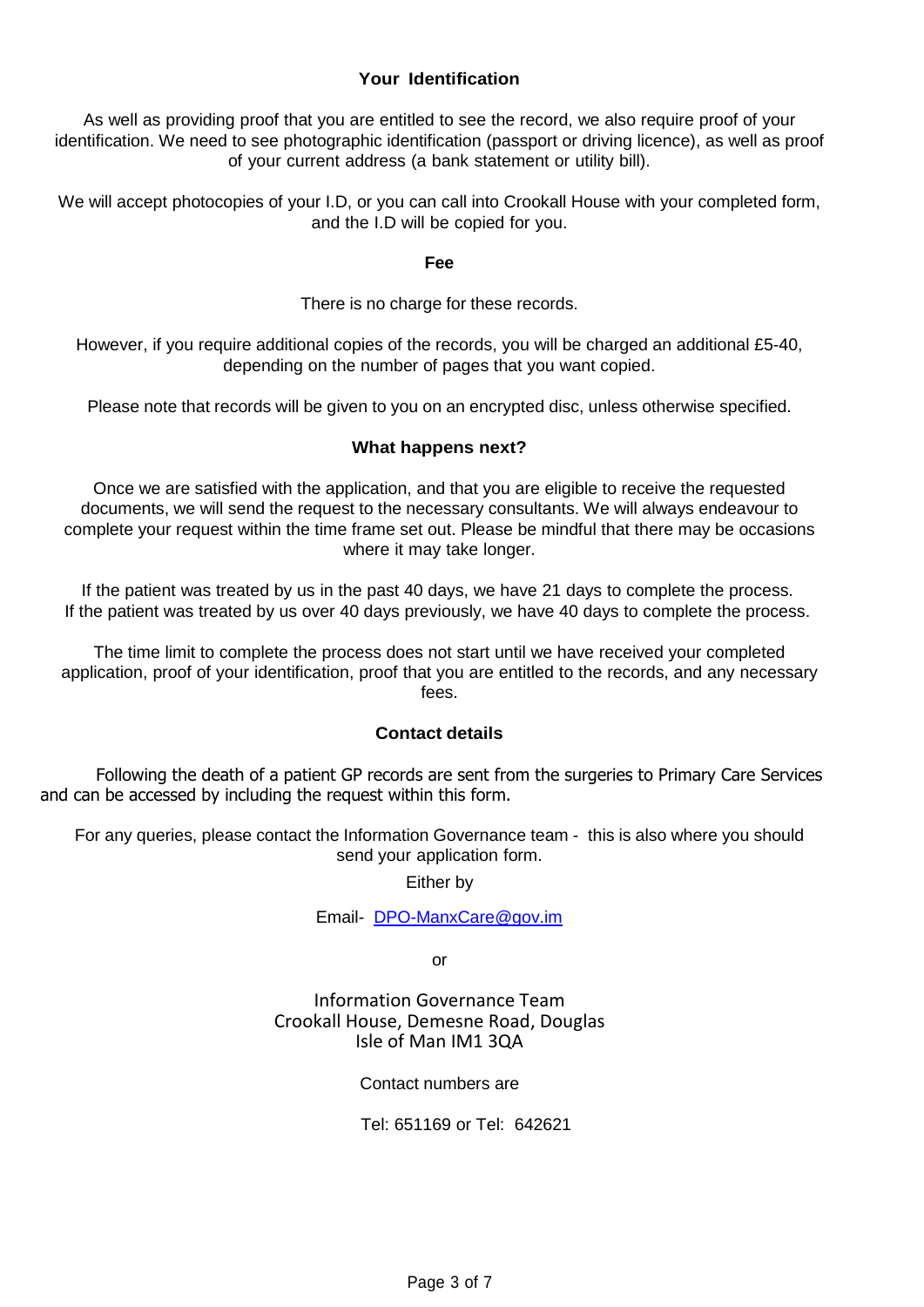## Your Identification

As well as providing proof that you are entitled to see the record, we also require proof of your identification. We need to see photographic identification (passport or driving licence), as well as proof of your current address (a bank statement or utility bill).

We will accept photocopies of your I.D, or you can call into Crookall House with your completed form, and the I.D will be copied for you.

## Fee

There is no charge for these records.

However, if you require additional copies of the records, you will be charged an additional £5-40, depending on the number of pages that you want copied.

Please note that records will be given to you on an encrypted disc, unless otherwise specified.

## What happens next?

Once we are satisfied with the application, and that you are eligible to receive the requested documents, we will send the request to the necessary consultants. We will always endeavour to complete your request within the time frame set out. Please be mindful that there may be occasions where it may take longer.

If the patient was treated by us in the past 40 days, we have 21 days to complete the process.
If the patient was treated by us over 40 days previously, we have 40 days to complete the process.

The time limit to complete the process does not start until we have received your completed application, proof of your identification, proof that you are entitled to the records, and any necessary fees.

## Contact details

Following the death of a patient GP records are sent from the surgeries to Primary Care Services and can be accessed by including the request within this form.

For any queries, please contact the Information Governance team - this is also where you should send your application form.

Either by

Email- DPO-ManxCare@gov.im

or

Information Governance Team
Crookall House, Demesne Road, Douglas
Isle of Man IM1 3QA

Contact numbers are

Tel: 651169 or Tel: 642621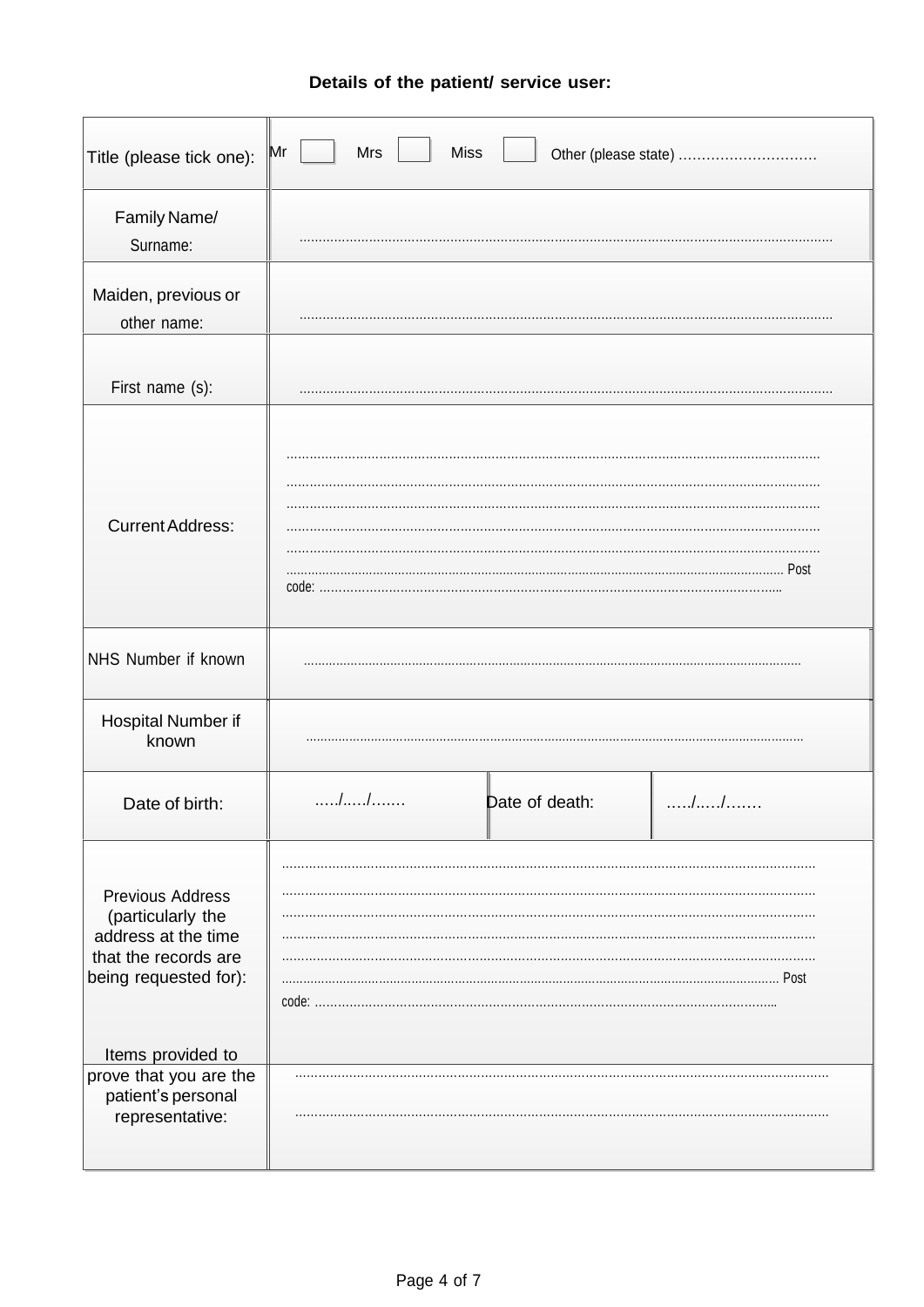**Details of the patient/ service user:**

| | | | |
|---|---|---|---|
| Title (please tick one): | Mr ☐ Mrs ☐ Miss ☐ Other (please state) .............................. | | |
| Family Name/ Surname: | .......................................................................................................................................... | | |
| Maiden, previous or other name: | .......................................................................................................................................... | | |
| First name (s): | .......................................................................................................................................... | | |
| Current Address: | .......................................................................................................................................... <br> .......................................................................................................................................... <br> .......................................................................................................................................... <br> .......................................................................................................................................... <br> .......................................................................................................................................... <br> .......................................................................................................................................... Post code: ........................................................................................................................ | | |
| NHS Number if known | .......................................................................................................................................... | | |
| Hospital Number if known | .......................................................................................................................................... | | |
| Date of birth: | ...../...../....... | Date of death: | ...../...../....... |
| Previous Address (particularly the address at the time that the records are being requested for): | .......................................................................................................................................... <br> .......................................................................................................................................... <br> .......................................................................................................................................... <br> .......................................................................................................................................... <br> .......................................................................................................................................... <br> .......................................................................................................................................... Post code: ........................................................................................................................ | | |
| Items provided to prove that you are the patient's personal representative: | .......................................................................................................................................... <br> .......................................................................................................................................... | | |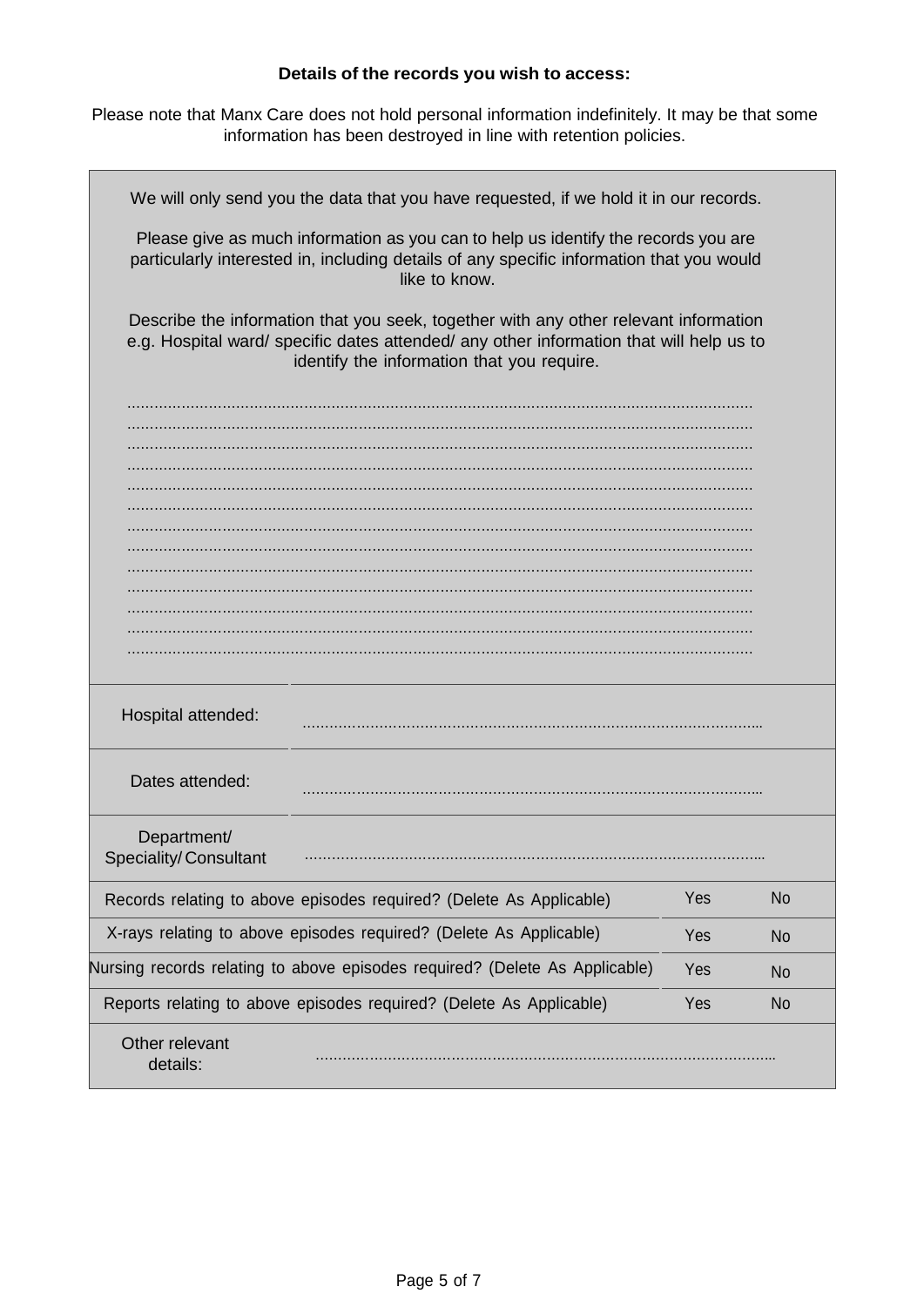**Details of the records you wish to access:**

Please note that Manx Care does not hold personal information indefinitely. It may be that some information has been destroyed in line with retention policies.

We will only send you the data that you have requested, if we hold it in our records.

Please give as much information as you can to help us identify the records you are particularly interested in, including details of any specific information that you would like to know.

Describe the information that you seek, together with any other relevant information e.g. Hospital ward/ specific dates attended/ any other information that will help us to identify the information that you require.

.......................................................................................................................................
.......................................................................................................................................
.......................................................................................................................................
.......................................................................................................................................
.......................................................................................................................................
.......................................................................................................................................
.......................................................................................................................................
.......................................................................................................................................
.......................................................................................................................................
.......................................................................................................................................
.......................................................................................................................................
.......................................................................................................................................
.......................................................................................................................................

| | | | |
|---|---|---|---|
| Hospital attended: | ................................................................................................. | | |
| Dates attended: | ................................................................................................. | | |
| Department/ Speciality/ Consultant | ................................................................................................. | | |
| Records relating to above episodes required? (Delete As Applicable) | | Yes | No |
| X-rays relating to above episodes required? (Delete As Applicable) | | Yes | No |
| Nursing records relating to above episodes required? (Delete As Applicable) | | Yes | No |
| Reports relating to above episodes required? (Delete As Applicable) | | Yes | No |
| Other relevant details: | ................................................................................................. | | |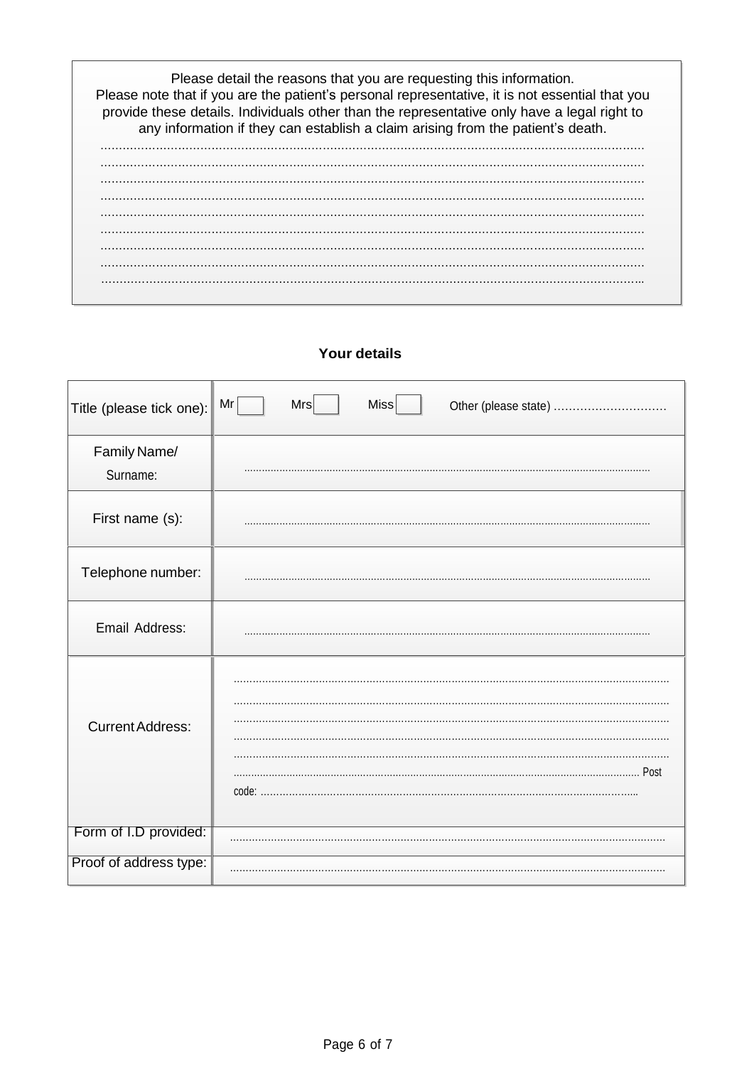Please detail the reasons that you are requesting this information.
Please note that if you are the patient's personal representative, it is not essential that you provide these details. Individuals other than the representative only have a legal right to any information if they can establish a claim arising from the patient's death.

.................................................................................................................................................
.................................................................................................................................................
.................................................................................................................................................
.................................................................................................................................................
.................................................................................................................................................
.................................................................................................................................................
.................................................................................................................................................
.................................................................................................................................................
.................................................................................................................................................

**Your details**

| Title (please tick one): | Mr ☐ Mrs ☐ Miss ☐ Other (please state) .............................. |
|---|---|
| Family Name/ Surname: | ................................................................................................................................ |
| First name (s): | ................................................................................................................................ |
| Telephone number: | ................................................................................................................................ |
| Email Address: | ................................................................................................................................ |
| Current Address: | ................................................................................................................................<br>................................................................................................................................<br>................................................................................................................................<br>................................................................................................................................<br>................................................................................................................................<br>................................................................................................................................ Post code: ................................................................................................................... |
| Form of I.D provided: | ................................................................................................................................ |
| Proof of address type: | ................................................................................................................................ |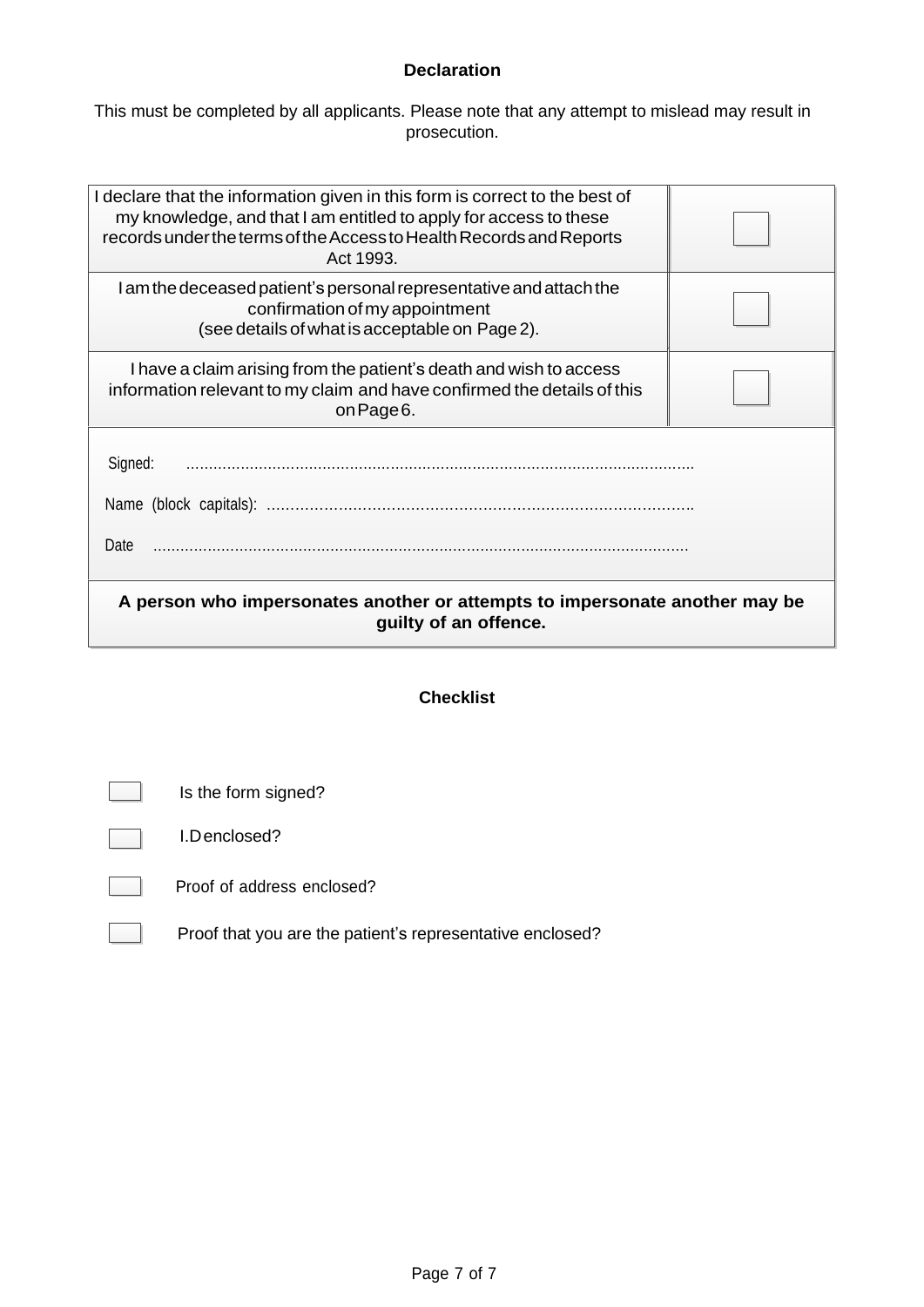## Declaration

This must be completed by all applicants. Please note that any attempt to mislead may result in prosecution.

| | |
|---|---|
| I declare that the information given in this form is correct to the best of my knowledge, and that I am entitled to apply for access to these records under the terms of the Access to Health Records and Reports Act 1993. | ☐ |
| I am the deceased patient's personal representative and attach the confirmation of my appointment (see details of what is acceptable on Page 2). | ☐ |
| I have a claim arising from the patient's death and wish to access information relevant to my claim and have confirmed the details of this on Page 6. | ☐ |

Signed: ..............................................................................................................

Name (block capitals): ..........................................................................................

Date ......................................................................................................................

**A person who impersonates another or attempts to impersonate another may be guilty of an offence.**

## Checklist

- ☐ Is the form signed?
- ☐ I.D enclosed?
- ☐ Proof of address enclosed?
- ☐ Proof that you are the patient's representative enclosed?